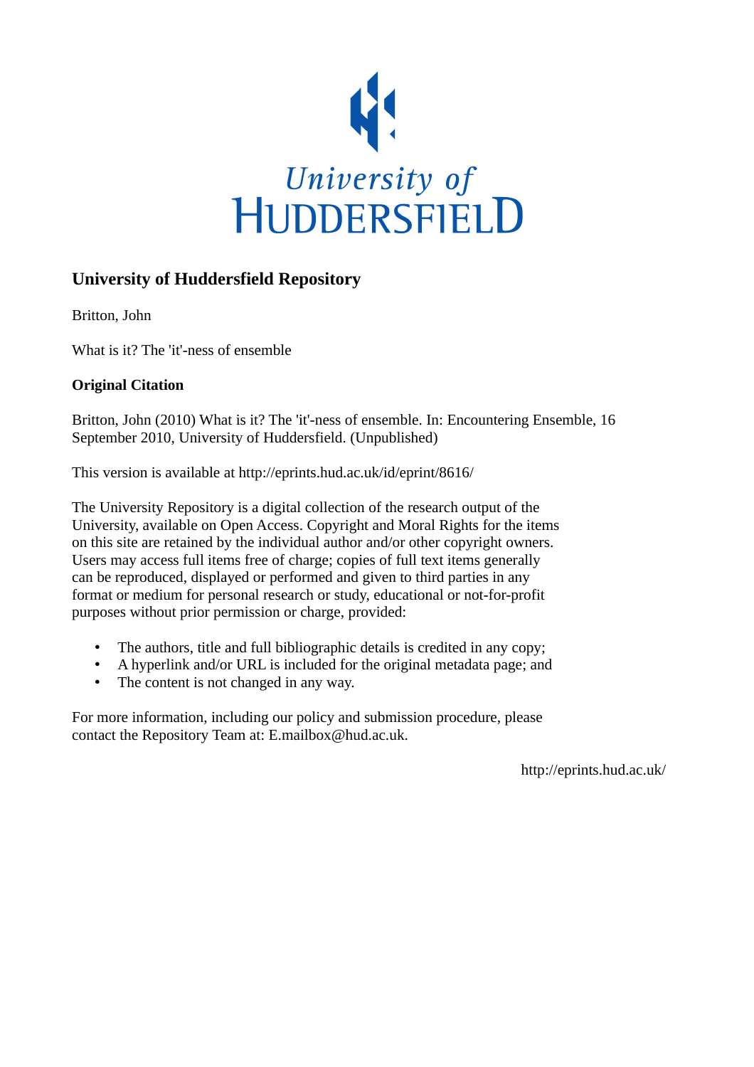University of
HUDDERSFIELD

## University of Huddersfield Repository

Britton, John

What is it? The 'it'-ness of ensemble

### Original Citation

Britton, John (2010) What is it? The 'it'-ness of ensemble. In: Encountering Ensemble, 16 September 2010, University of Huddersfield. (Unpublished)

This version is available at http://eprints.hud.ac.uk/id/eprint/8616/

The University Repository is a digital collection of the research output of the University, available on Open Access. Copyright and Moral Rights for the items on this site are retained by the individual author and/or other copyright owners. Users may access full items free of charge; copies of full text items generally can be reproduced, displayed or performed and given to third parties in any format or medium for personal research or study, educational or not-for-profit purposes without prior permission or charge, provided:

- The authors, title and full bibliographic details is credited in any copy;
- A hyperlink and/or URL is included for the original metadata page; and
- The content is not changed in any way.

For more information, including our policy and submission procedure, please contact the Repository Team at: E.mailbox@hud.ac.uk.

http://eprints.hud.ac.uk/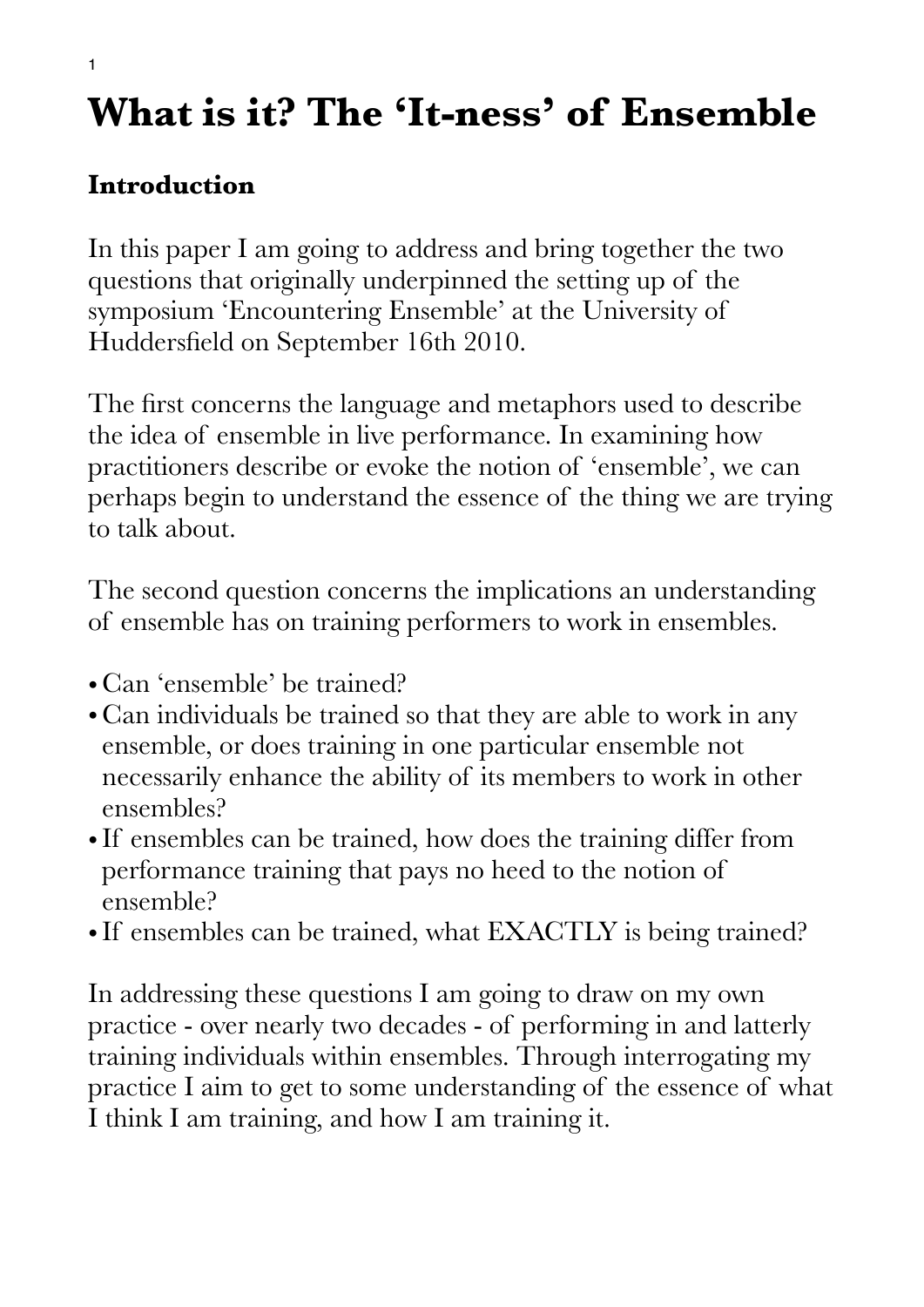# What is it? The 'It-ness' of Ensemble

## Introduction

In this paper I am going to address and bring together the two questions that originally underpinned the setting up of the symposium 'Encountering Ensemble' at the University of Huddersfield on September 16th 2010.

The first concerns the language and metaphors used to describe the idea of ensemble in live performance. In examining how practitioners describe or evoke the notion of 'ensemble', we can perhaps begin to understand the essence of the thing we are trying to talk about.

The second question concerns the implications an understanding of ensemble has on training performers to work in ensembles.

- Can 'ensemble' be trained?
- Can individuals be trained so that they are able to work in any ensemble, or does training in one particular ensemble not necessarily enhance the ability of its members to work in other ensembles?
- If ensembles can be trained, how does the training differ from performance training that pays no heed to the notion of ensemble?
- If ensembles can be trained, what EXACTLY is being trained?

In addressing these questions I am going to draw on my own practice - over nearly two decades - of performing in and latterly training individuals within ensembles. Through interrogating my practice I aim to get to some understanding of the essence of what I think I am training, and how I am training it.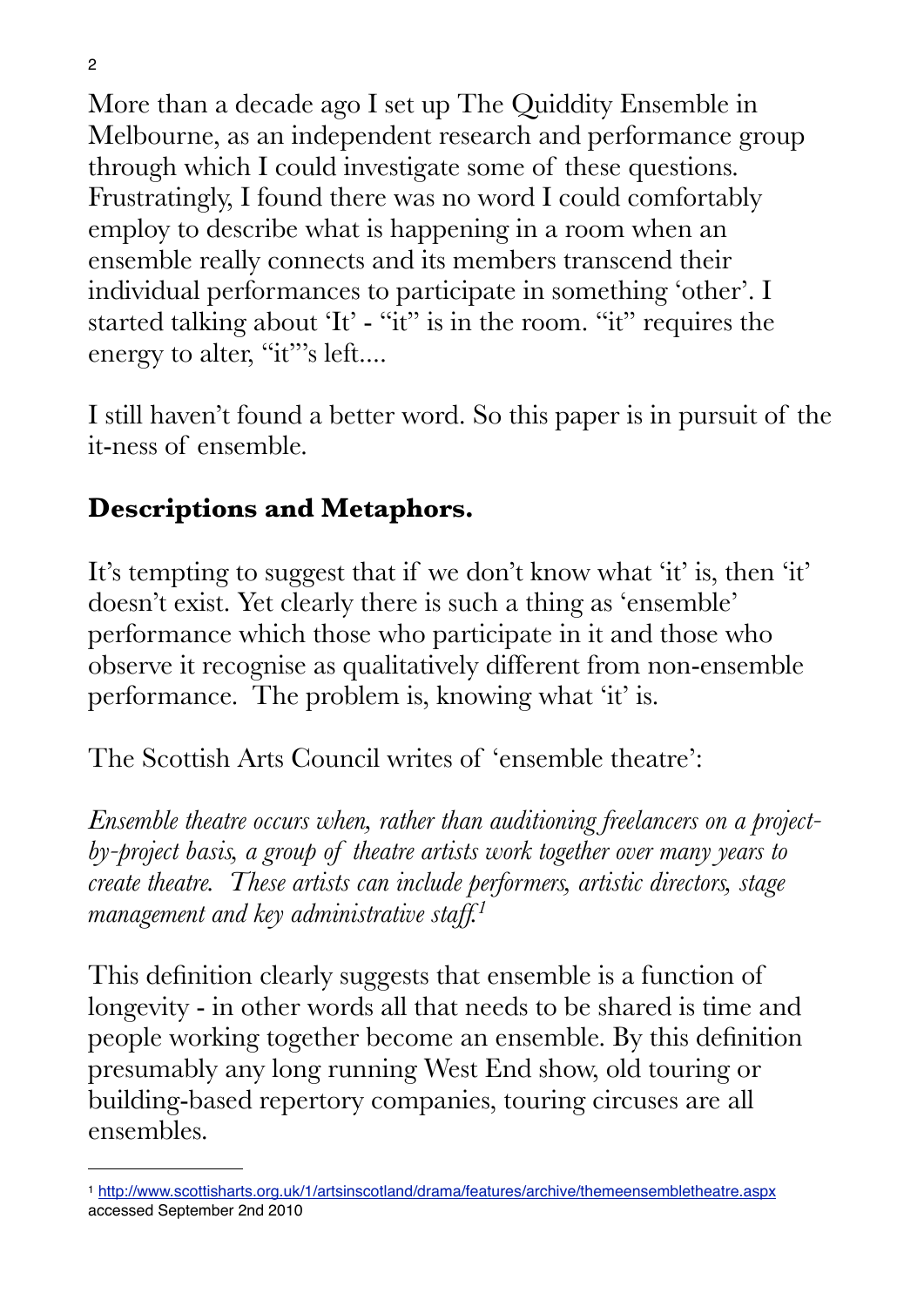More than a decade ago I set up The Quiddity Ensemble in Melbourne, as an independent research and performance group through which I could investigate some of these questions. Frustratingly, I found there was no word I could comfortably employ to describe what is happening in a room when an ensemble really connects and its members transcend their individual performances to participate in something 'other'. I started talking about 'It' - "it" is in the room. "it" requires the energy to alter, "it"'s left....

I still haven't found a better word. So this paper is in pursuit of the it-ness of ensemble.

## Descriptions and Metaphors.

It's tempting to suggest that if we don't know what 'it' is, then 'it' doesn't exist. Yet clearly there is such a thing as 'ensemble' performance which those who participate in it and those who observe it recognise as qualitatively different from non-ensemble performance. The problem is, knowing what 'it' is.

The Scottish Arts Council writes of 'ensemble theatre':

*Ensemble theatre occurs when, rather than auditioning freelancers on a project-by-project basis, a group of theatre artists work together over many years to create theatre. These artists can include performers, artistic directors, stage management and key administrative staff.*[1]

This definition clearly suggests that ensemble is a function of longevity - in other words all that needs to be shared is time and people working together become an ensemble. By this definition presumably any long running West End show, old touring or building-based repertory companies, touring circuses are all ensembles.

---

[1] http://www.scottisharts.org.uk/1/artsinscotland/drama/features/archive/themeensembletheatre.aspx accessed September 2nd 2010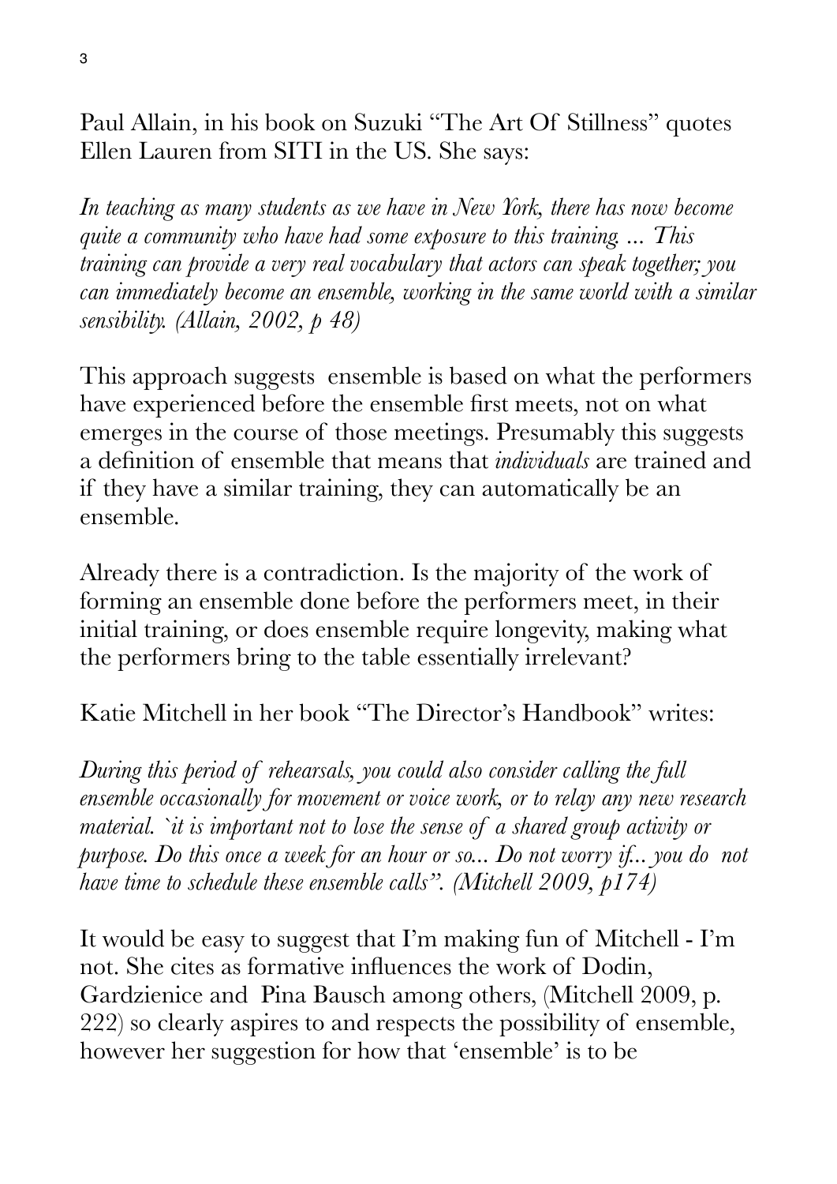Paul Allain, in his book on Suzuki "The Art Of Stillness" quotes Ellen Lauren from SITI in the US. She says:

*In teaching as many students as we have in New York, there has now become quite a community who have had some exposure to this training. ... This training can provide a very real vocabulary that actors can speak together; you can immediately become an ensemble, working in the same world with a similar sensibility. (Allain, 2002, p 48)*

This approach suggests  ensemble is based on what the performers have experienced before the ensemble first meets, not on what emerges in the course of those meetings. Presumably this suggests a definition of ensemble that means that *individuals* are trained and if they have a similar training, they can automatically be an ensemble.

Already there is a contradiction. Is the majority of the work of forming an ensemble done before the performers meet, in their initial training, or does ensemble require longevity, making what the performers bring to the table essentially irrelevant?

Katie Mitchell in her book "The Director's Handbook" writes:

*During this period of rehearsals, you could also consider calling the full ensemble occasionally for movement or voice work, or to relay any new research material. `it is important not to lose the sense of a shared group activity or purpose. Do this once a week for an hour or so... Do not worry if... you do  not have time to schedule these ensemble calls". (Mitchell 2009, p174)*

It would be easy to suggest that I'm making fun of Mitchell - I'm not. She cites as formative influences the work of Dodin, Gardzienice and  Pina Bausch among others, (Mitchell 2009, p. 222) so clearly aspires to and respects the possibility of ensemble, however her suggestion for how that 'ensemble' is to be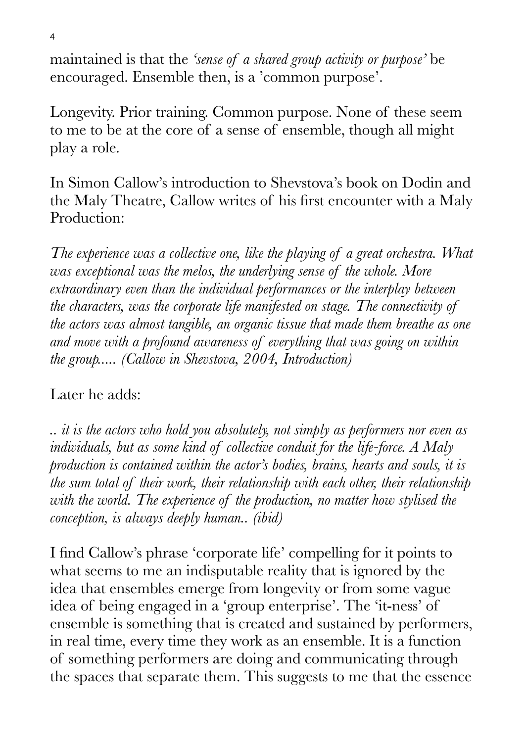maintained is that the *'sense of a shared group activity or purpose'* be encouraged. Ensemble then, is a 'common purpose'.

Longevity. Prior training. Common purpose. None of these seem to me to be at the core of a sense of ensemble, though all might play a role.

In Simon Callow's introduction to Shevstova's book on Dodin and the Maly Theatre, Callow writes of his first encounter with a Maly Production:

*The experience was a collective one, like the playing of a great orchestra. What was exceptional was the melos, the underlying sense of the whole. More extraordinary even than the individual performances or the interplay between the characters, was the corporate life manifested on stage. The connectivity of the actors was almost tangible, an organic tissue that made them breathe as one and move with a profound awareness of everything that was going on within the group..... (Callow in Shevstova, 2004, Introduction)*

Later he adds:

*.. it is the actors who hold you absolutely, not simply as performers nor even as individuals, but as some kind of collective conduit for the life-force. A Maly production is contained within the actor's bodies, brains, hearts and souls, it is the sum total of their work, their relationship with each other, their relationship with the world. The experience of the production, no matter how stylised the conception, is always deeply human.. (ibid)*

I find Callow's phrase 'corporate life' compelling for it points to what seems to me an indisputable reality that is ignored by the idea that ensembles emerge from longevity or from some vague idea of being engaged in a 'group enterprise'. The 'it-ness' of ensemble is something that is created and sustained by performers, in real time, every time they work as an ensemble. It is a function of something performers are doing and communicating through the spaces that separate them. This suggests to me that the essence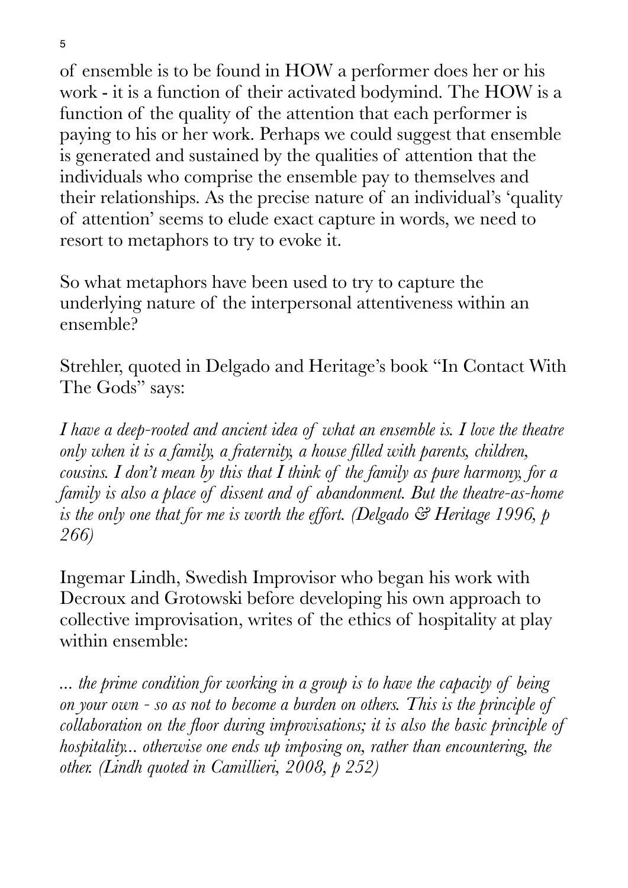of ensemble is to be found in HOW a performer does her or his work - it is a function of their activated bodymind. The HOW is a function of the quality of the attention that each performer is paying to his or her work. Perhaps we could suggest that ensemble is generated and sustained by the qualities of attention that the individuals who comprise the ensemble pay to themselves and their relationships. As the precise nature of an individual's 'quality of attention' seems to elude exact capture in words, we need to resort to metaphors to try to evoke it.

So what metaphors have been used to try to capture the underlying nature of the interpersonal attentiveness within an ensemble?

Strehler, quoted in Delgado and Heritage's book "In Contact With The Gods" says:

*I have a deep-rooted and ancient idea of what an ensemble is. I love the theatre only when it is a family, a fraternity, a house filled with parents, children, cousins. I don't mean by this that I think of the family as pure harmony, for a family is also a place of dissent and of abandonment. But the theatre-as-home is the only one that for me is worth the effort. (Delgado & Heritage 1996, p 266)*

Ingemar Lindh, Swedish Improvisor who began his work with Decroux and Grotowski before developing his own approach to collective improvisation, writes of the ethics of hospitality at play within ensemble:

*... the prime condition for working in a group is to have the capacity of being on your own - so as not to become a burden on others. This is the principle of collaboration on the floor during improvisations; it is also the basic principle of hospitality... otherwise one ends up imposing on, rather than encountering, the other. (Lindh quoted in Camillieri, 2008, p 252)*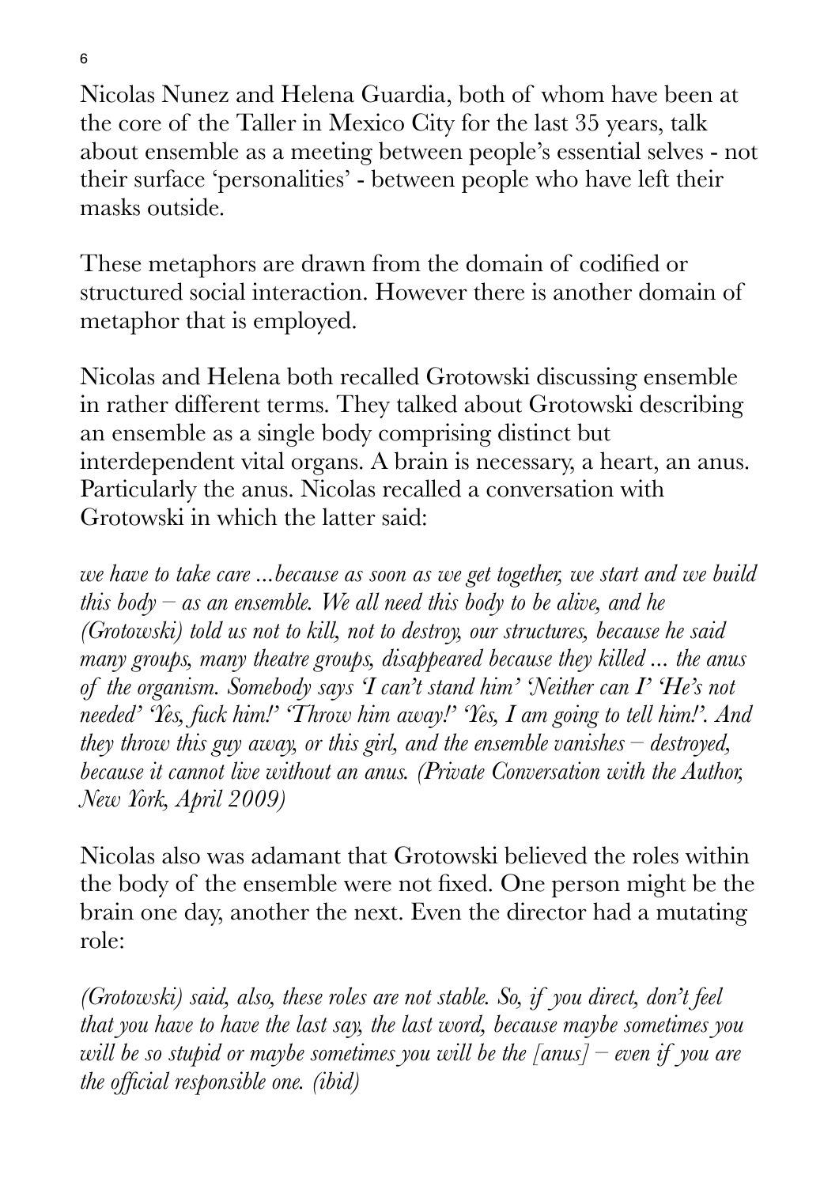Nicolas Nunez and Helena Guardia, both of whom have been at the core of the Taller in Mexico City for the last 35 years, talk about ensemble as a meeting between people's essential selves - not their surface 'personalities' - between people who have left their masks outside.

These metaphors are drawn from the domain of codified or structured social interaction. However there is another domain of metaphor that is employed.

Nicolas and Helena both recalled Grotowski discussing ensemble in rather different terms. They talked about Grotowski describing an ensemble as a single body comprising distinct but interdependent vital organs. A brain is necessary, a heart, an anus. Particularly the anus. Nicolas recalled a conversation with Grotowski in which the latter said:

*we have to take care ...because as soon as we get together, we start and we build this body – as an ensemble. We all need this body to be alive, and he (Grotowski) told us not to kill, not to destroy, our structures, because he said many groups, many theatre groups, disappeared because they killed ... the anus of the organism. Somebody says 'I can't stand him' 'Neither can I' 'He's not needed' 'Yes, fuck him!' 'Throw him away!' 'Yes, I am going to tell him!'. And they throw this guy away, or this girl, and the ensemble vanishes – destroyed, because it cannot live without an anus. (Private Conversation with the Author, New York, April 2009)*

Nicolas also was adamant that Grotowski believed the roles within the body of the ensemble were not fixed. One person might be the brain one day, another the next. Even the director had a mutating role:

*(Grotowski) said, also, these roles are not stable. So, if you direct, don't feel that you have to have the last say, the last word, because maybe sometimes you will be so stupid or maybe sometimes you will be the [anus] – even if you are the official responsible one. (ibid)*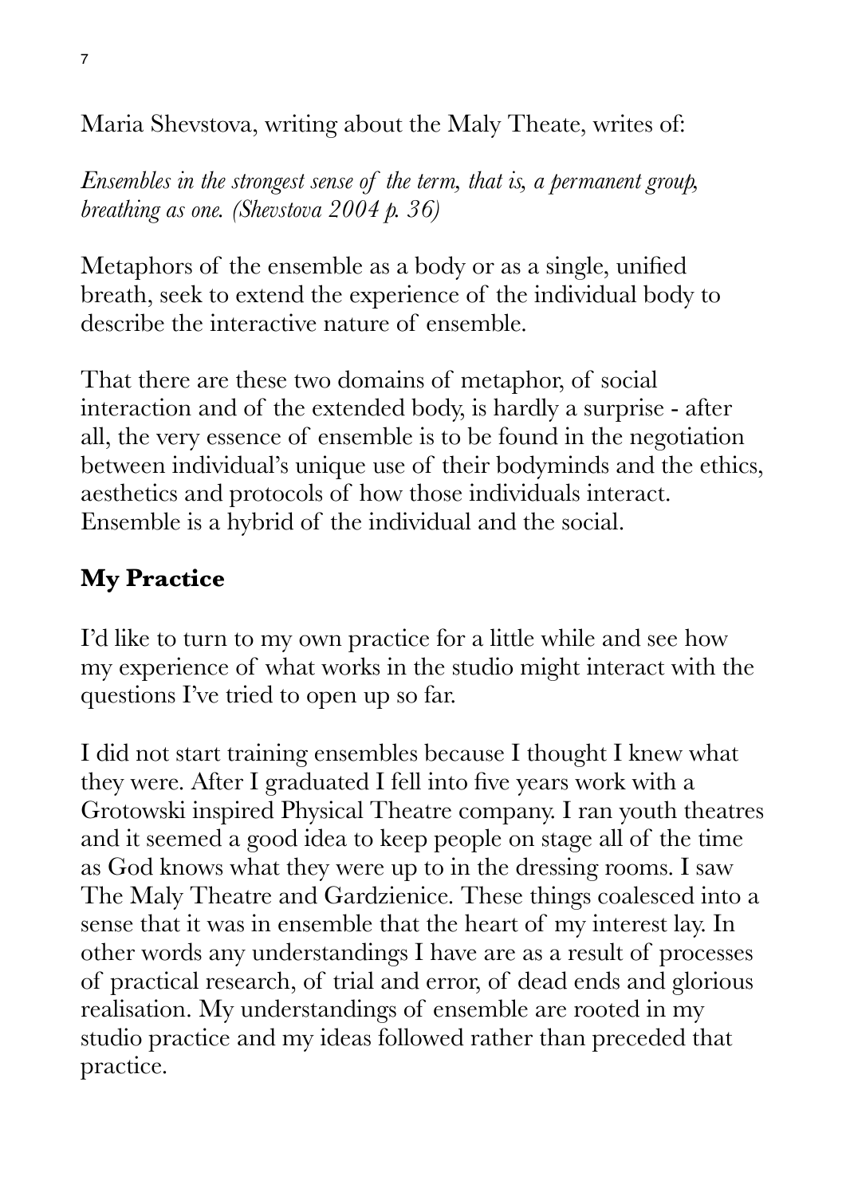Maria Shevstova, writing about the Maly Theate, writes of:

*Ensembles in the strongest sense of the term, that is, a permanent group, breathing as one. (Shevstova 2004 p. 36)*

Metaphors of the ensemble as a body or as a single, unified breath, seek to extend the experience of the individual body to describe the interactive nature of ensemble.

That there are these two domains of metaphor, of social interaction and of the extended body, is hardly a surprise - after all, the very essence of ensemble is to be found in the negotiation between individual's unique use of their bodyminds and the ethics, aesthetics and protocols of how those individuals interact. Ensemble is a hybrid of the individual and the social.

## My Practice

I'd like to turn to my own practice for a little while and see how my experience of what works in the studio might interact with the questions I've tried to open up so far.

I did not start training ensembles because I thought I knew what they were. After I graduated I fell into five years work with a Grotowski inspired Physical Theatre company. I ran youth theatres and it seemed a good idea to keep people on stage all of the time as God knows what they were up to in the dressing rooms. I saw The Maly Theatre and Gardzienice. These things coalesced into a sense that it was in ensemble that the heart of my interest lay. In other words any understandings I have are as a result of processes of practical research, of trial and error, of dead ends and glorious realisation. My understandings of ensemble are rooted in my studio practice and my ideas followed rather than preceded that practice.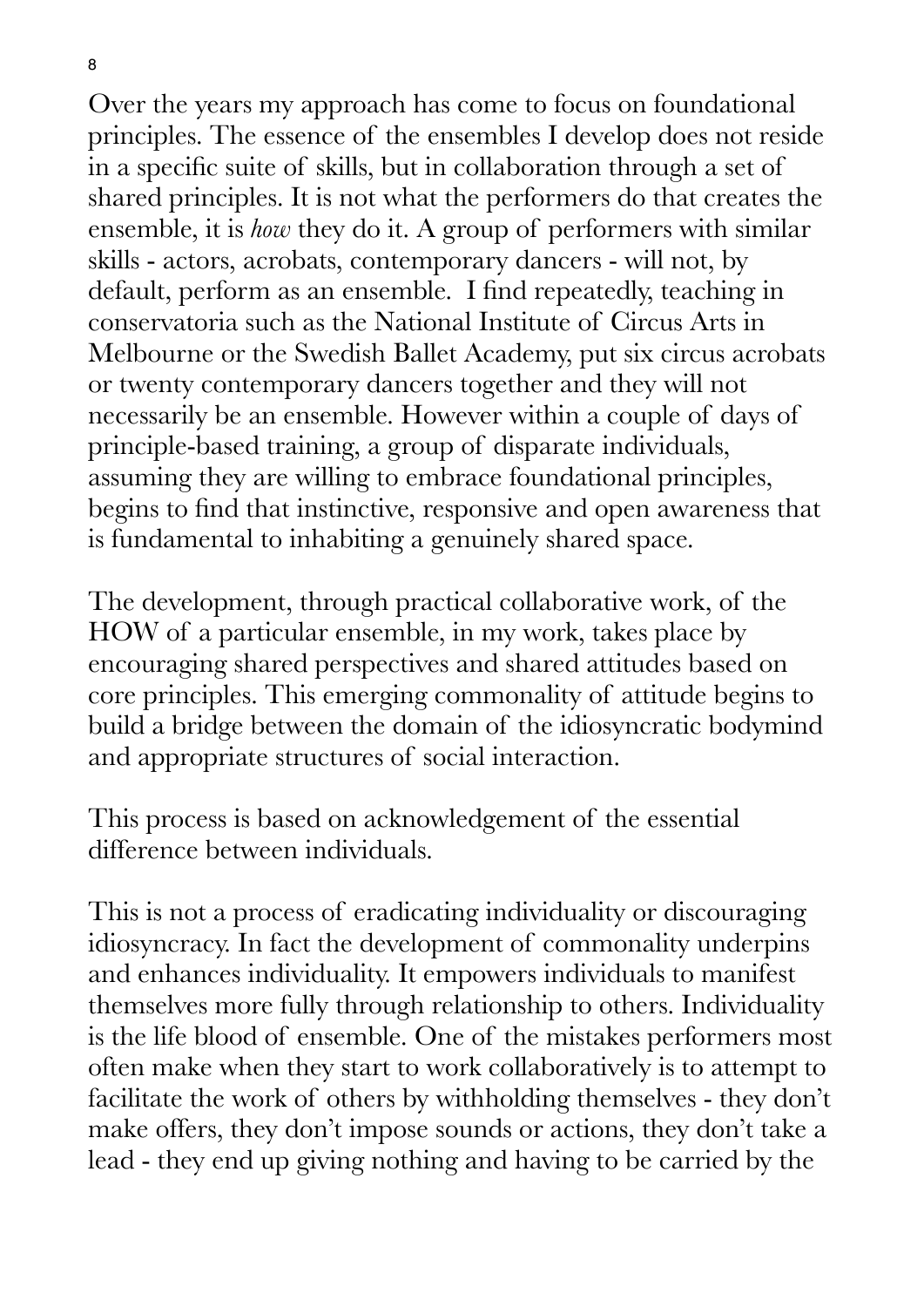Over the years my approach has come to focus on foundational principles. The essence of the ensembles I develop does not reside in a specific suite of skills, but in collaboration through a set of shared principles. It is not what the performers do that creates the ensemble, it is *how* they do it. A group of performers with similar skills - actors, acrobats, contemporary dancers - will not, by default, perform as an ensemble. I find repeatedly, teaching in conservatoria such as the National Institute of Circus Arts in Melbourne or the Swedish Ballet Academy, put six circus acrobats or twenty contemporary dancers together and they will not necessarily be an ensemble. However within a couple of days of principle-based training, a group of disparate individuals, assuming they are willing to embrace foundational principles, begins to find that instinctive, responsive and open awareness that is fundamental to inhabiting a genuinely shared space.

The development, through practical collaborative work, of the HOW of a particular ensemble, in my work, takes place by encouraging shared perspectives and shared attitudes based on core principles. This emerging commonality of attitude begins to build a bridge between the domain of the idiosyncratic bodymind and appropriate structures of social interaction.

This process is based on acknowledgement of the essential difference between individuals.

This is not a process of eradicating individuality or discouraging idiosyncracy. In fact the development of commonality underpins and enhances individuality. It empowers individuals to manifest themselves more fully through relationship to others. Individuality is the life blood of ensemble. One of the mistakes performers most often make when they start to work collaboratively is to attempt to facilitate the work of others by withholding themselves - they don't make offers, they don't impose sounds or actions, they don't take a lead - they end up giving nothing and having to be carried by the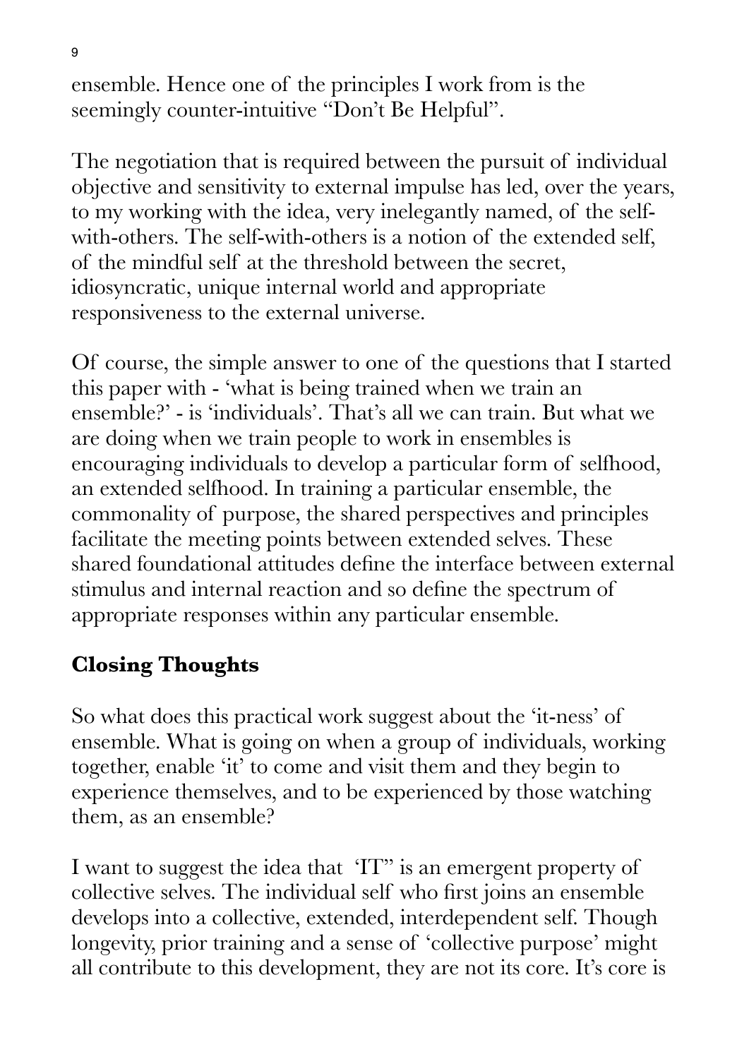ensemble. Hence one of the principles I work from is the seemingly counter-intuitive "Don't Be Helpful".

The negotiation that is required between the pursuit of individual objective and sensitivity to external impulse has led, over the years, to my working with the idea, very inelegantly named, of the self-with-others. The self-with-others is a notion of the extended self, of the mindful self at the threshold between the secret, idiosyncratic, unique internal world and appropriate responsiveness to the external universe.

Of course, the simple answer to one of the questions that I started this paper with - 'what is being trained when we train an ensemble?' - is 'individuals'. That's all we can train. But what we are doing when we train people to work in ensembles is encouraging individuals to develop a particular form of selfhood, an extended selfhood. In training a particular ensemble, the commonality of purpose, the shared perspectives and principles facilitate the meeting points between extended selves. These shared foundational attitudes define the interface between external stimulus and internal reaction and so define the spectrum of appropriate responses within any particular ensemble.

## Closing Thoughts

So what does this practical work suggest about the 'it-ness' of ensemble. What is going on when a group of individuals, working together, enable 'it' to come and visit them and they begin to experience themselves, and to be experienced by those watching them, as an ensemble?

I want to suggest the idea that 'IT'' is an emergent property of collective selves. The individual self who first joins an ensemble develops into a collective, extended, interdependent self. Though longevity, prior training and a sense of 'collective purpose' might all contribute to this development, they are not its core. It's core is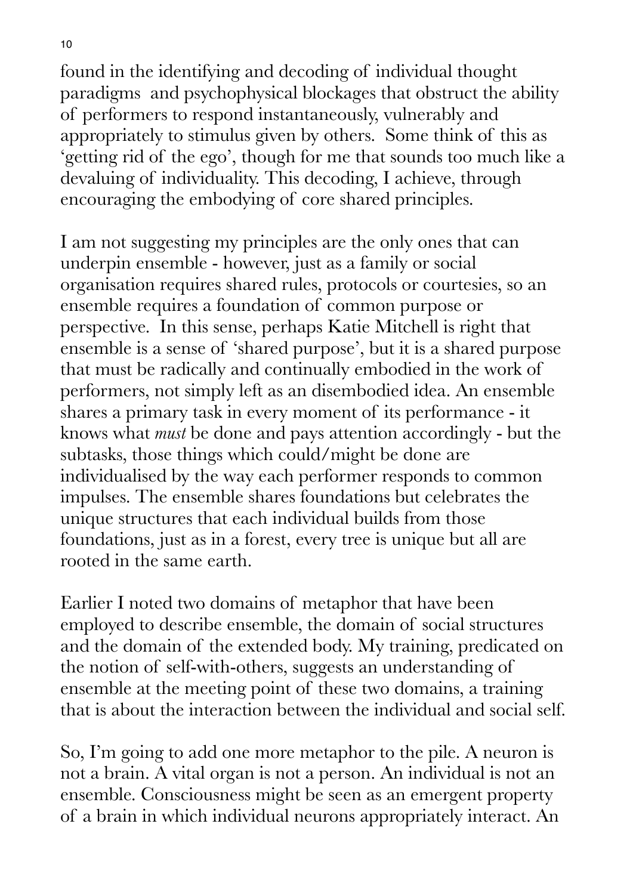found in the identifying and decoding of individual thought paradigms and psychophysical blockages that obstruct the ability of performers to respond instantaneously, vulnerably and appropriately to stimulus given by others. Some think of this as 'getting rid of the ego', though for me that sounds too much like a devaluing of individuality. This decoding, I achieve, through encouraging the embodying of core shared principles.

I am not suggesting my principles are the only ones that can underpin ensemble - however, just as a family or social organisation requires shared rules, protocols or courtesies, so an ensemble requires a foundation of common purpose or perspective. In this sense, perhaps Katie Mitchell is right that ensemble is a sense of 'shared purpose', but it is a shared purpose that must be radically and continually embodied in the work of performers, not simply left as an disembodied idea. An ensemble shares a primary task in every moment of its performance - it knows what *must* be done and pays attention accordingly - but the subtasks, those things which could/might be done are individualised by the way each performer responds to common impulses. The ensemble shares foundations but celebrates the unique structures that each individual builds from those foundations, just as in a forest, every tree is unique but all are rooted in the same earth.

Earlier I noted two domains of metaphor that have been employed to describe ensemble, the domain of social structures and the domain of the extended body. My training, predicated on the notion of self-with-others, suggests an understanding of ensemble at the meeting point of these two domains, a training that is about the interaction between the individual and social self.

So, I'm going to add one more metaphor to the pile. A neuron is not a brain. A vital organ is not a person. An individual is not an ensemble. Consciousness might be seen as an emergent property of a brain in which individual neurons appropriately interact. An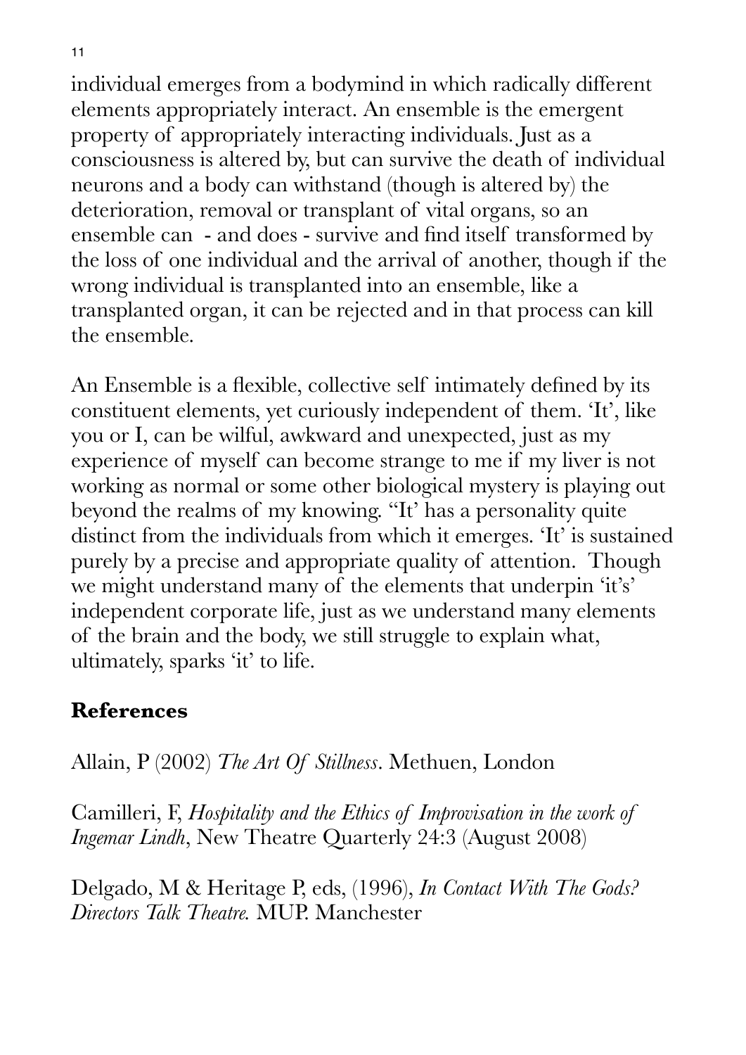individual emerges from a bodymind in which radically different elements appropriately interact. An ensemble is the emergent property of appropriately interacting individuals. Just as a consciousness is altered by, but can survive the death of individual neurons and a body can withstand (though is altered by) the deterioration, removal or transplant of vital organs, so an ensemble can - and does - survive and find itself transformed by the loss of one individual and the arrival of another, though if the wrong individual is transplanted into an ensemble, like a transplanted organ, it can be rejected and in that process can kill the ensemble.

An Ensemble is a flexible, collective self intimately defined by its constituent elements, yet curiously independent of them. 'It', like you or I, can be wilful, awkward and unexpected, just as my experience of myself can become strange to me if my liver is not working as normal or some other biological mystery is playing out beyond the realms of my knowing. ''It' has a personality quite distinct from the individuals from which it emerges. 'It' is sustained purely by a precise and appropriate quality of attention. Though we might understand many of the elements that underpin 'it's' independent corporate life, just as we understand many elements of the brain and the body, we still struggle to explain what, ultimately, sparks 'it' to life.

## References

Allain, P (2002) *The Art Of Stillness*. Methuen, London

Camilleri, F, *Hospitality and the Ethics of Improvisation in the work of Ingemar Lindh*, New Theatre Quarterly 24:3 (August 2008)

Delgado, M & Heritage P, eds, (1996), *In Contact With The Gods? Directors Talk Theatre.* MUP. Manchester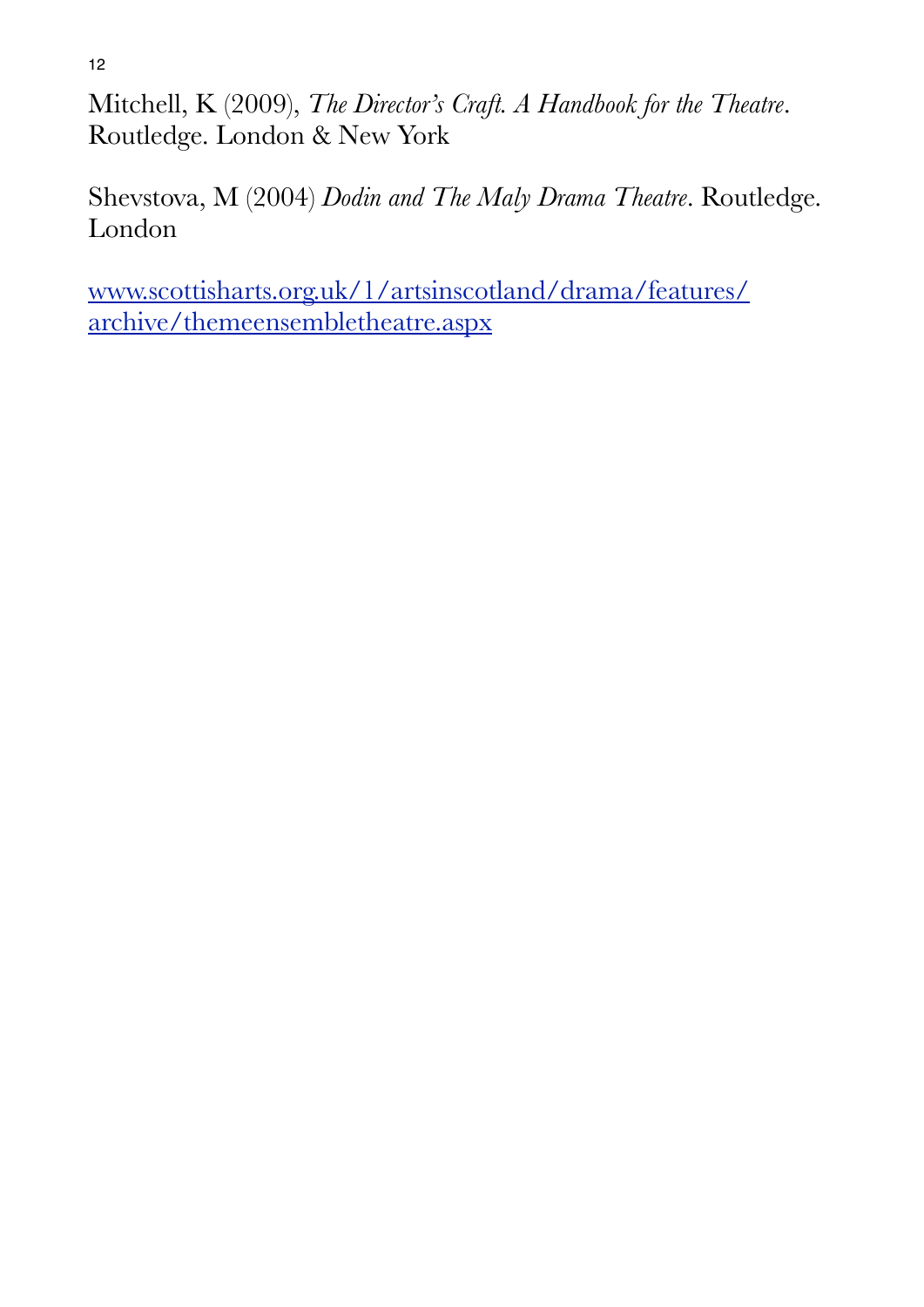Mitchell, K (2009), *The Director's Craft. A Handbook for the Theatre*. Routledge. London & New York

Shevstova, M (2004) *Dodin and The Maly Drama Theatre*. Routledge. London

[www.scottisharts.org.uk/1/artsinscotland/drama/features/archive/themeensembletheatre.aspx](http://www.scottisharts.org.uk/1/artsinscotland/drama/features/archive/themeensembletheatre.aspx)